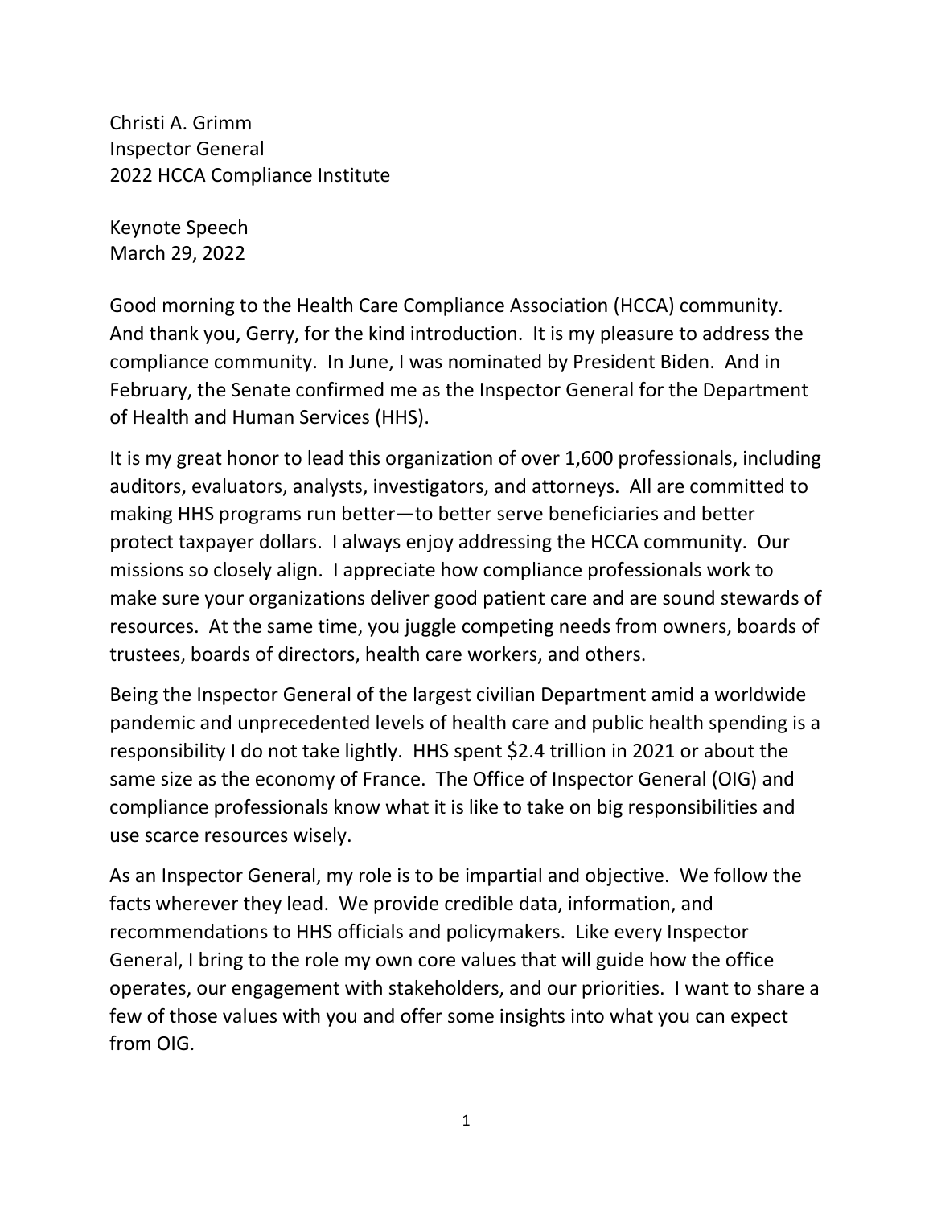Christi A. Grimm
Inspector General
2022 HCCA Compliance Institute

Keynote Speech
March 29, 2022

Good morning to the Health Care Compliance Association (HCCA) community. And thank you, Gerry, for the kind introduction. It is my pleasure to address the compliance community. In June, I was nominated by President Biden. And in February, the Senate confirmed me as the Inspector General for the Department of Health and Human Services (HHS).

It is my great honor to lead this organization of over 1,600 professionals, including auditors, evaluators, analysts, investigators, and attorneys. All are committed to making HHS programs run better—to better serve beneficiaries and better protect taxpayer dollars. I always enjoy addressing the HCCA community. Our missions so closely align. I appreciate how compliance professionals work to make sure your organizations deliver good patient care and are sound stewards of resources. At the same time, you juggle competing needs from owners, boards of trustees, boards of directors, health care workers, and others.

Being the Inspector General of the largest civilian Department amid a worldwide pandemic and unprecedented levels of health care and public health spending is a responsibility I do not take lightly. HHS spent $2.4 trillion in 2021 or about the same size as the economy of France. The Office of Inspector General (OIG) and compliance professionals know what it is like to take on big responsibilities and use scarce resources wisely.

As an Inspector General, my role is to be impartial and objective. We follow the facts wherever they lead. We provide credible data, information, and recommendations to HHS officials and policymakers. Like every Inspector General, I bring to the role my own core values that will guide how the office operates, our engagement with stakeholders, and our priorities. I want to share a few of those values with you and offer some insights into what you can expect from OIG.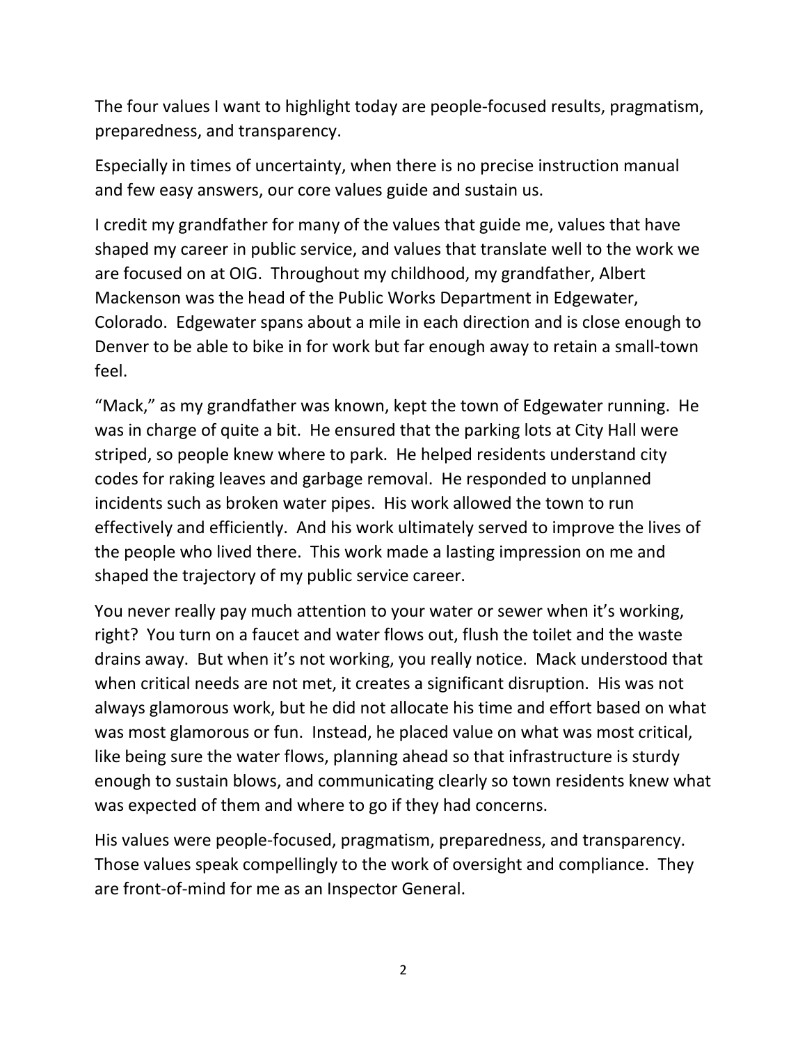The four values I want to highlight today are people-focused results, pragmatism, preparedness, and transparency.

Especially in times of uncertainty, when there is no precise instruction manual and few easy answers, our core values guide and sustain us.

I credit my grandfather for many of the values that guide me, values that have shaped my career in public service, and values that translate well to the work we are focused on at OIG. Throughout my childhood, my grandfather, Albert Mackenson was the head of the Public Works Department in Edgewater, Colorado. Edgewater spans about a mile in each direction and is close enough to Denver to be able to bike in for work but far enough away to retain a small-town feel.

"Mack," as my grandfather was known, kept the town of Edgewater running. He was in charge of quite a bit. He ensured that the parking lots at City Hall were striped, so people knew where to park. He helped residents understand city codes for raking leaves and garbage removal. He responded to unplanned incidents such as broken water pipes. His work allowed the town to run effectively and efficiently. And his work ultimately served to improve the lives of the people who lived there. This work made a lasting impression on me and shaped the trajectory of my public service career.

You never really pay much attention to your water or sewer when it's working, right? You turn on a faucet and water flows out, flush the toilet and the waste drains away. But when it's not working, you really notice. Mack understood that when critical needs are not met, it creates a significant disruption. His was not always glamorous work, but he did not allocate his time and effort based on what was most glamorous or fun. Instead, he placed value on what was most critical, like being sure the water flows, planning ahead so that infrastructure is sturdy enough to sustain blows, and communicating clearly so town residents knew what was expected of them and where to go if they had concerns.

His values were people-focused, pragmatism, preparedness, and transparency. Those values speak compellingly to the work of oversight and compliance. They are front-of-mind for me as an Inspector General.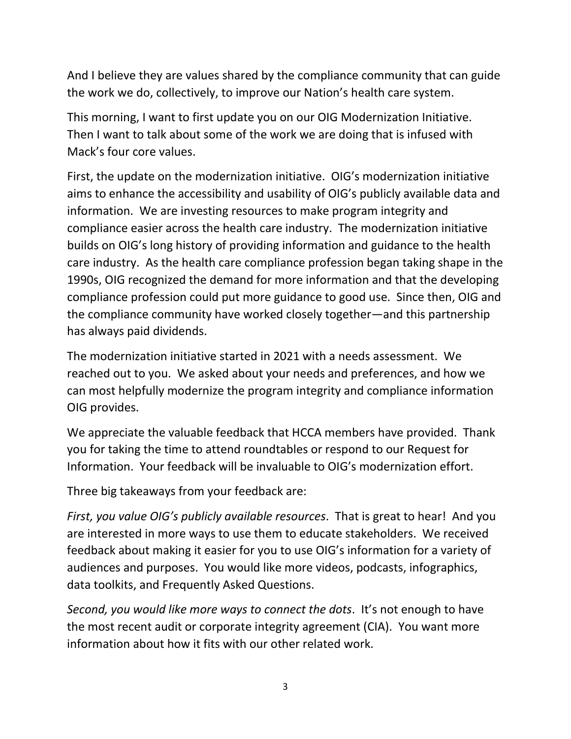And I believe they are values shared by the compliance community that can guide the work we do, collectively, to improve our Nation's health care system.

This morning, I want to first update you on our OIG Modernization Initiative. Then I want to talk about some of the work we are doing that is infused with Mack's four core values.

First, the update on the modernization initiative. OIG's modernization initiative aims to enhance the accessibility and usability of OIG's publicly available data and information. We are investing resources to make program integrity and compliance easier across the health care industry. The modernization initiative builds on OIG's long history of providing information and guidance to the health care industry. As the health care compliance profession began taking shape in the 1990s, OIG recognized the demand for more information and that the developing compliance profession could put more guidance to good use. Since then, OIG and the compliance community have worked closely together—and this partnership has always paid dividends.

The modernization initiative started in 2021 with a needs assessment. We reached out to you. We asked about your needs and preferences, and how we can most helpfully modernize the program integrity and compliance information OIG provides.

We appreciate the valuable feedback that HCCA members have provided. Thank you for taking the time to attend roundtables or respond to our Request for Information. Your feedback will be invaluable to OIG's modernization effort.

Three big takeaways from your feedback are:

*First, you value OIG's publicly available resources*. That is great to hear! And you are interested in more ways to use them to educate stakeholders. We received feedback about making it easier for you to use OIG's information for a variety of audiences and purposes. You would like more videos, podcasts, infographics, data toolkits, and Frequently Asked Questions.

*Second, you would like more ways to connect the dots*. It's not enough to have the most recent audit or corporate integrity agreement (CIA). You want more information about how it fits with our other related work.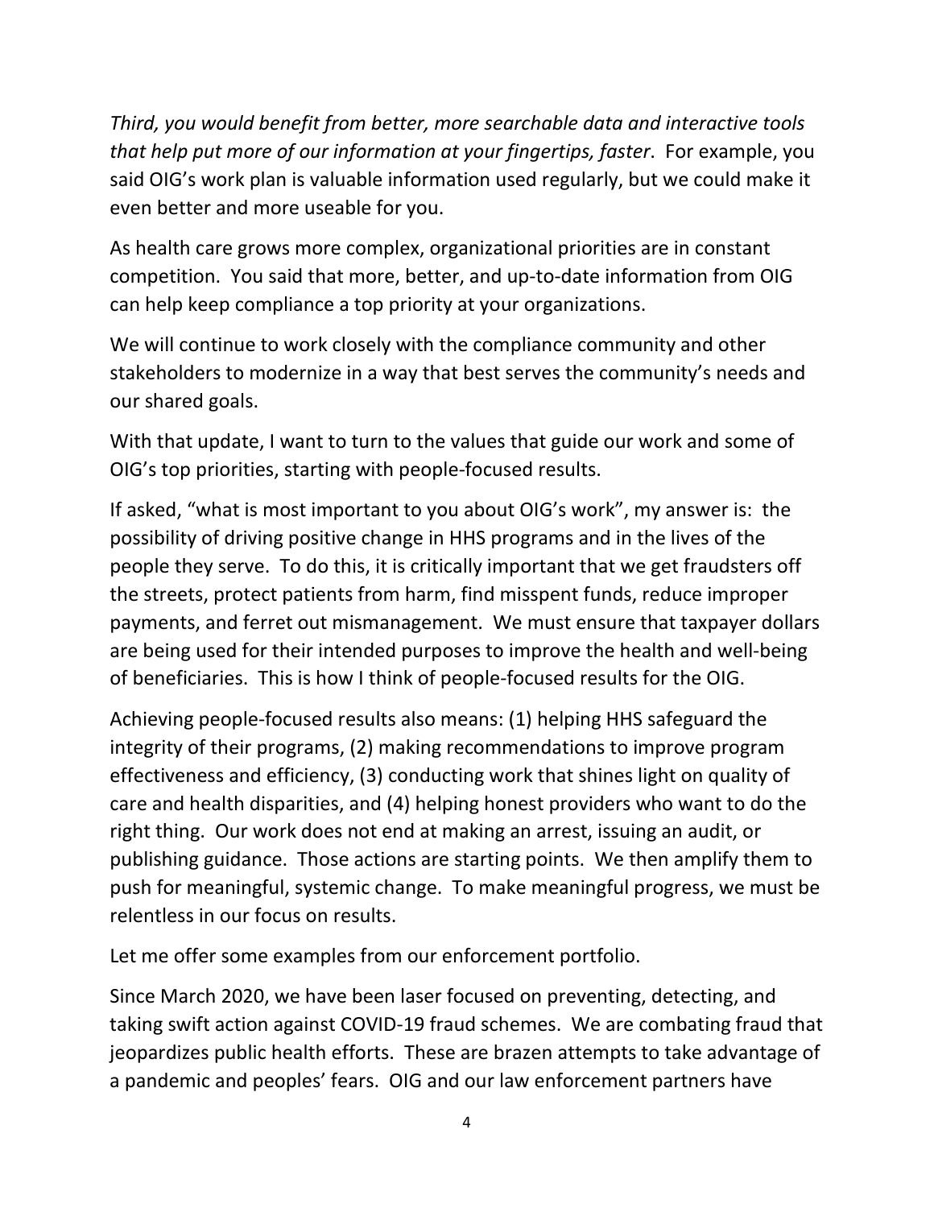*Third, you would benefit from better, more searchable data and interactive tools that help put more of our information at your fingertips, faster*. For example, you said OIG's work plan is valuable information used regularly, but we could make it even better and more useable for you.

As health care grows more complex, organizational priorities are in constant competition. You said that more, better, and up-to-date information from OIG can help keep compliance a top priority at your organizations.

We will continue to work closely with the compliance community and other stakeholders to modernize in a way that best serves the community's needs and our shared goals.

With that update, I want to turn to the values that guide our work and some of OIG's top priorities, starting with people-focused results.

If asked, "what is most important to you about OIG's work", my answer is: the possibility of driving positive change in HHS programs and in the lives of the people they serve. To do this, it is critically important that we get fraudsters off the streets, protect patients from harm, find misspent funds, reduce improper payments, and ferret out mismanagement. We must ensure that taxpayer dollars are being used for their intended purposes to improve the health and well-being of beneficiaries. This is how I think of people-focused results for the OIG.

Achieving people-focused results also means: (1) helping HHS safeguard the integrity of their programs, (2) making recommendations to improve program effectiveness and efficiency, (3) conducting work that shines light on quality of care and health disparities, and (4) helping honest providers who want to do the right thing. Our work does not end at making an arrest, issuing an audit, or publishing guidance. Those actions are starting points. We then amplify them to push for meaningful, systemic change. To make meaningful progress, we must be relentless in our focus on results.

Let me offer some examples from our enforcement portfolio.

Since March 2020, we have been laser focused on preventing, detecting, and taking swift action against COVID-19 fraud schemes. We are combating fraud that jeopardizes public health efforts. These are brazen attempts to take advantage of a pandemic and peoples' fears. OIG and our law enforcement partners have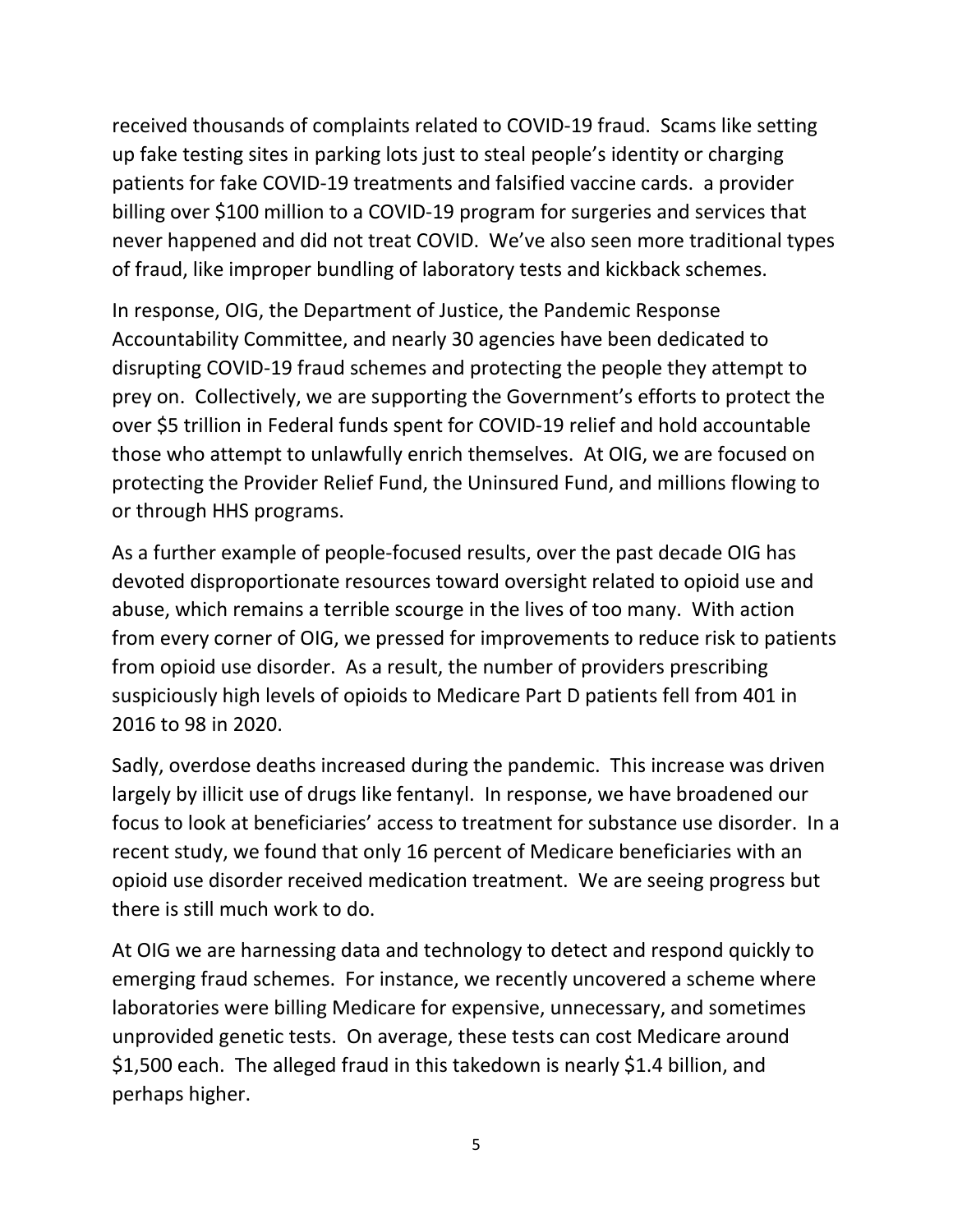received thousands of complaints related to COVID-19 fraud. Scams like setting up fake testing sites in parking lots just to steal people's identity or charging patients for fake COVID-19 treatments and falsified vaccine cards. a provider billing over $100 million to a COVID-19 program for surgeries and services that never happened and did not treat COVID. We've also seen more traditional types of fraud, like improper bundling of laboratory tests and kickback schemes.

In response, OIG, the Department of Justice, the Pandemic Response Accountability Committee, and nearly 30 agencies have been dedicated to disrupting COVID-19 fraud schemes and protecting the people they attempt to prey on. Collectively, we are supporting the Government's efforts to protect the over $5 trillion in Federal funds spent for COVID-19 relief and hold accountable those who attempt to unlawfully enrich themselves. At OIG, we are focused on protecting the Provider Relief Fund, the Uninsured Fund, and millions flowing to or through HHS programs.

As a further example of people-focused results, over the past decade OIG has devoted disproportionate resources toward oversight related to opioid use and abuse, which remains a terrible scourge in the lives of too many. With action from every corner of OIG, we pressed for improvements to reduce risk to patients from opioid use disorder. As a result, the number of providers prescribing suspiciously high levels of opioids to Medicare Part D patients fell from 401 in 2016 to 98 in 2020.

Sadly, overdose deaths increased during the pandemic. This increase was driven largely by illicit use of drugs like fentanyl. In response, we have broadened our focus to look at beneficiaries' access to treatment for substance use disorder. In a recent study, we found that only 16 percent of Medicare beneficiaries with an opioid use disorder received medication treatment. We are seeing progress but there is still much work to do.

At OIG we are harnessing data and technology to detect and respond quickly to emerging fraud schemes. For instance, we recently uncovered a scheme where laboratories were billing Medicare for expensive, unnecessary, and sometimes unprovided genetic tests. On average, these tests can cost Medicare around $1,500 each. The alleged fraud in this takedown is nearly $1.4 billion, and perhaps higher.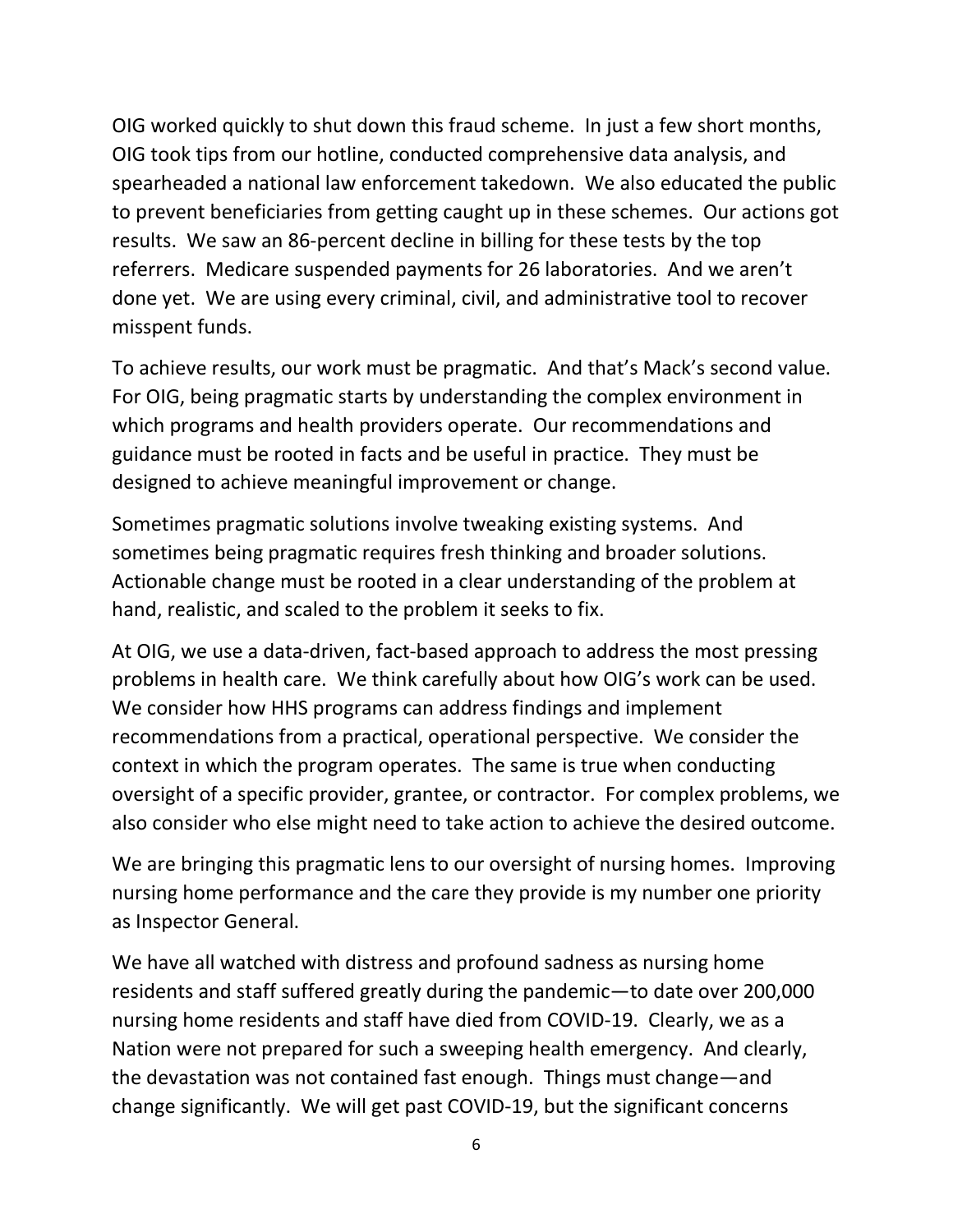OIG worked quickly to shut down this fraud scheme. In just a few short months, OIG took tips from our hotline, conducted comprehensive data analysis, and spearheaded a national law enforcement takedown. We also educated the public to prevent beneficiaries from getting caught up in these schemes. Our actions got results. We saw an 86-percent decline in billing for these tests by the top referrers. Medicare suspended payments for 26 laboratories. And we aren't done yet. We are using every criminal, civil, and administrative tool to recover misspent funds.

To achieve results, our work must be pragmatic. And that's Mack's second value. For OIG, being pragmatic starts by understanding the complex environment in which programs and health providers operate. Our recommendations and guidance must be rooted in facts and be useful in practice. They must be designed to achieve meaningful improvement or change.

Sometimes pragmatic solutions involve tweaking existing systems. And sometimes being pragmatic requires fresh thinking and broader solutions. Actionable change must be rooted in a clear understanding of the problem at hand, realistic, and scaled to the problem it seeks to fix.

At OIG, we use a data-driven, fact-based approach to address the most pressing problems in health care. We think carefully about how OIG's work can be used. We consider how HHS programs can address findings and implement recommendations from a practical, operational perspective. We consider the context in which the program operates. The same is true when conducting oversight of a specific provider, grantee, or contractor. For complex problems, we also consider who else might need to take action to achieve the desired outcome.

We are bringing this pragmatic lens to our oversight of nursing homes. Improving nursing home performance and the care they provide is my number one priority as Inspector General.

We have all watched with distress and profound sadness as nursing home residents and staff suffered greatly during the pandemic—to date over 200,000 nursing home residents and staff have died from COVID-19. Clearly, we as a Nation were not prepared for such a sweeping health emergency. And clearly, the devastation was not contained fast enough. Things must change—and change significantly. We will get past COVID-19, but the significant concerns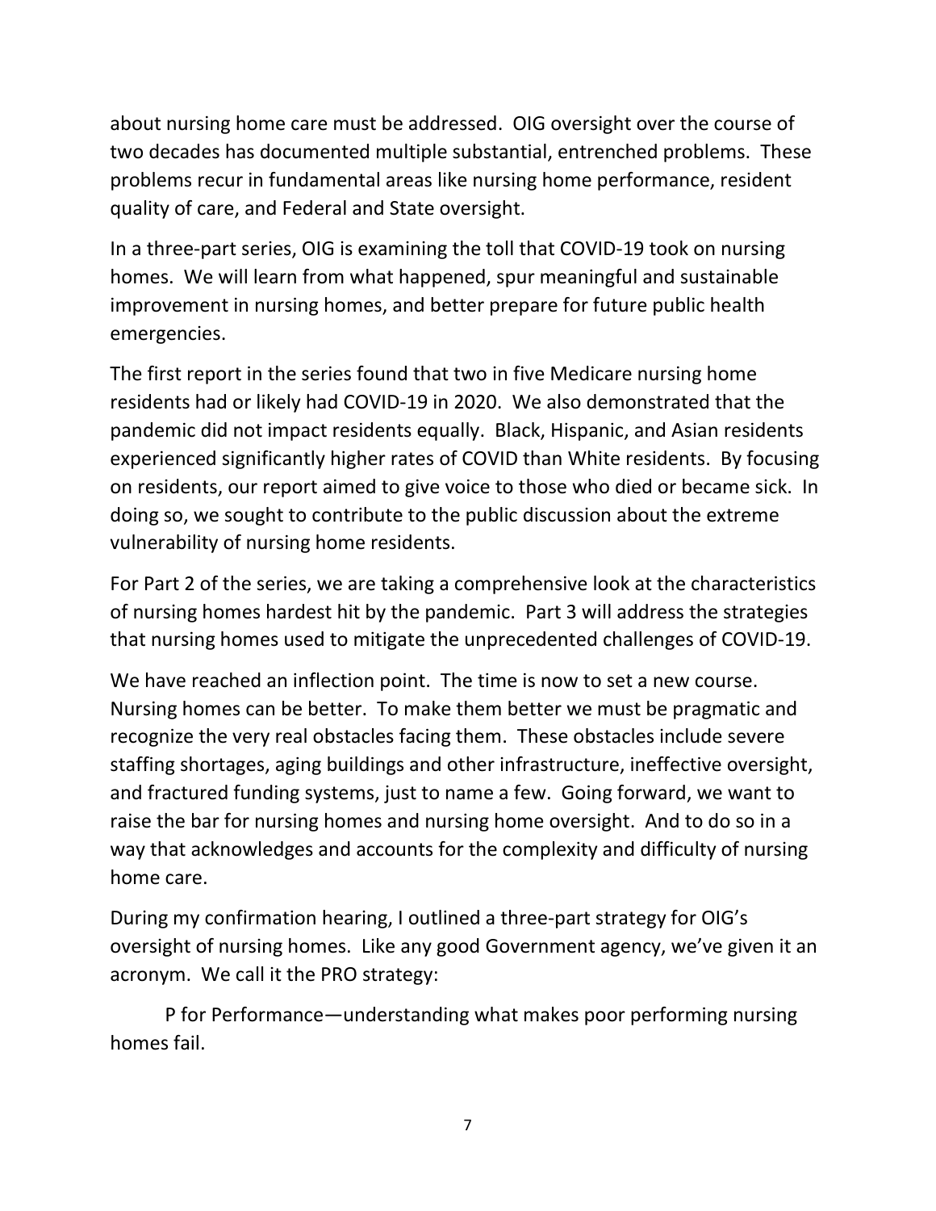about nursing home care must be addressed. OIG oversight over the course of two decades has documented multiple substantial, entrenched problems. These problems recur in fundamental areas like nursing home performance, resident quality of care, and Federal and State oversight.

In a three-part series, OIG is examining the toll that COVID-19 took on nursing homes. We will learn from what happened, spur meaningful and sustainable improvement in nursing homes, and better prepare for future public health emergencies.

The first report in the series found that two in five Medicare nursing home residents had or likely had COVID-19 in 2020. We also demonstrated that the pandemic did not impact residents equally. Black, Hispanic, and Asian residents experienced significantly higher rates of COVID than White residents. By focusing on residents, our report aimed to give voice to those who died or became sick. In doing so, we sought to contribute to the public discussion about the extreme vulnerability of nursing home residents.

For Part 2 of the series, we are taking a comprehensive look at the characteristics of nursing homes hardest hit by the pandemic. Part 3 will address the strategies that nursing homes used to mitigate the unprecedented challenges of COVID-19.

We have reached an inflection point. The time is now to set a new course. Nursing homes can be better. To make them better we must be pragmatic and recognize the very real obstacles facing them. These obstacles include severe staffing shortages, aging buildings and other infrastructure, ineffective oversight, and fractured funding systems, just to name a few. Going forward, we want to raise the bar for nursing homes and nursing home oversight. And to do so in a way that acknowledges and accounts for the complexity and difficulty of nursing home care.

During my confirmation hearing, I outlined a three-part strategy for OIG's oversight of nursing homes. Like any good Government agency, we've given it an acronym. We call it the PRO strategy:

P for Performance—understanding what makes poor performing nursing homes fail.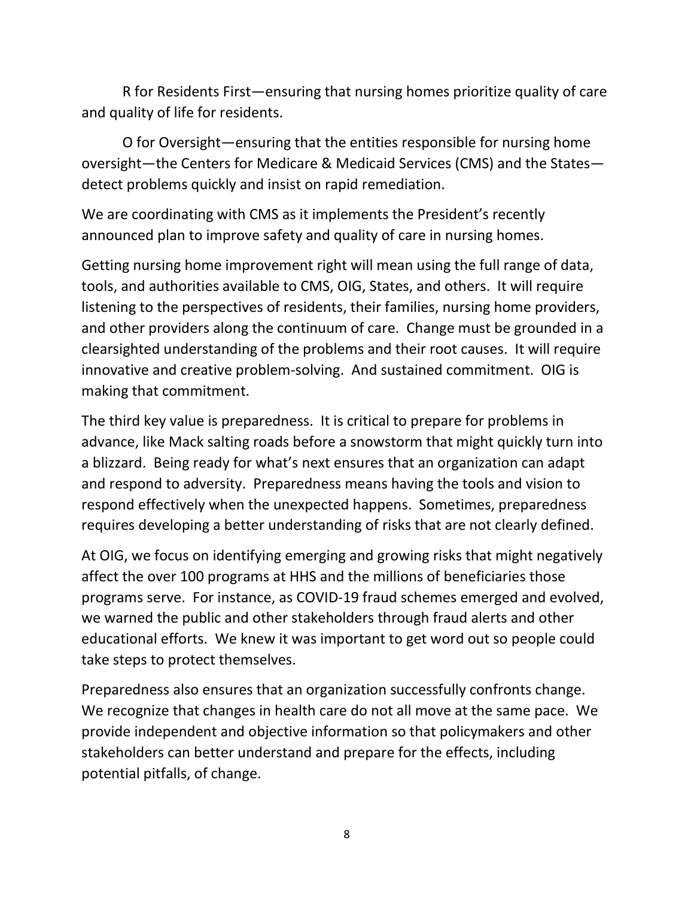R for Residents First—ensuring that nursing homes prioritize quality of care and quality of life for residents.

O for Oversight—ensuring that the entities responsible for nursing home oversight—the Centers for Medicare & Medicaid Services (CMS) and the States—detect problems quickly and insist on rapid remediation.

We are coordinating with CMS as it implements the President's recently announced plan to improve safety and quality of care in nursing homes.

Getting nursing home improvement right will mean using the full range of data, tools, and authorities available to CMS, OIG, States, and others. It will require listening to the perspectives of residents, their families, nursing home providers, and other providers along the continuum of care. Change must be grounded in a clearsighted understanding of the problems and their root causes. It will require innovative and creative problem-solving. And sustained commitment. OIG is making that commitment.

The third key value is preparedness. It is critical to prepare for problems in advance, like Mack salting roads before a snowstorm that might quickly turn into a blizzard. Being ready for what's next ensures that an organization can adapt and respond to adversity. Preparedness means having the tools and vision to respond effectively when the unexpected happens. Sometimes, preparedness requires developing a better understanding of risks that are not clearly defined.

At OIG, we focus on identifying emerging and growing risks that might negatively affect the over 100 programs at HHS and the millions of beneficiaries those programs serve. For instance, as COVID-19 fraud schemes emerged and evolved, we warned the public and other stakeholders through fraud alerts and other educational efforts. We knew it was important to get word out so people could take steps to protect themselves.

Preparedness also ensures that an organization successfully confronts change. We recognize that changes in health care do not all move at the same pace. We provide independent and objective information so that policymakers and other stakeholders can better understand and prepare for the effects, including potential pitfalls, of change.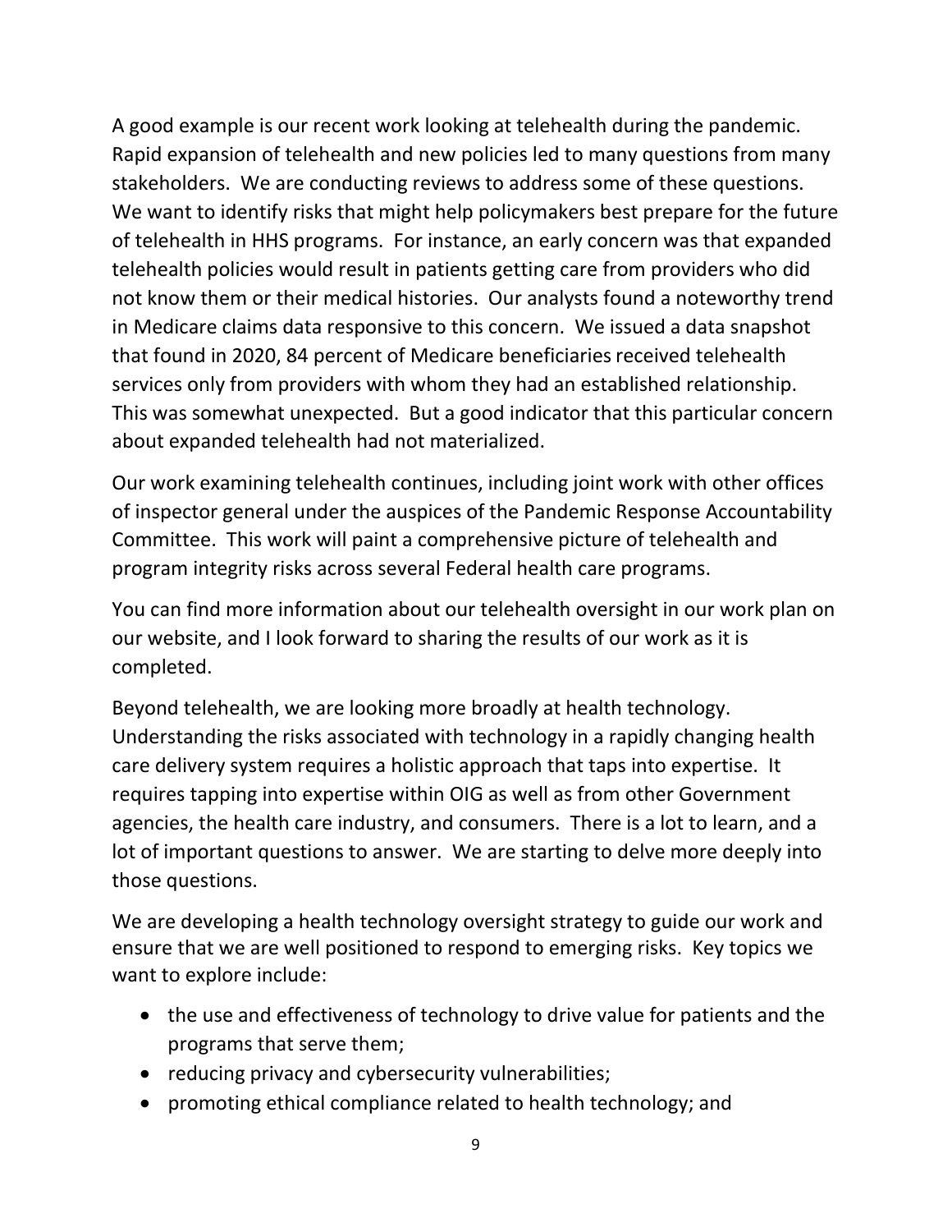A good example is our recent work looking at telehealth during the pandemic. Rapid expansion of telehealth and new policies led to many questions from many stakeholders. We are conducting reviews to address some of these questions. We want to identify risks that might help policymakers best prepare for the future of telehealth in HHS programs. For instance, an early concern was that expanded telehealth policies would result in patients getting care from providers who did not know them or their medical histories. Our analysts found a noteworthy trend in Medicare claims data responsive to this concern. We issued a data snapshot that found in 2020, 84 percent of Medicare beneficiaries received telehealth services only from providers with whom they had an established relationship. This was somewhat unexpected. But a good indicator that this particular concern about expanded telehealth had not materialized.

Our work examining telehealth continues, including joint work with other offices of inspector general under the auspices of the Pandemic Response Accountability Committee. This work will paint a comprehensive picture of telehealth and program integrity risks across several Federal health care programs.

You can find more information about our telehealth oversight in our work plan on our website, and I look forward to sharing the results of our work as it is completed.

Beyond telehealth, we are looking more broadly at health technology. Understanding the risks associated with technology in a rapidly changing health care delivery system requires a holistic approach that taps into expertise. It requires tapping into expertise within OIG as well as from other Government agencies, the health care industry, and consumers. There is a lot to learn, and a lot of important questions to answer. We are starting to delve more deeply into those questions.

We are developing a health technology oversight strategy to guide our work and ensure that we are well positioned to respond to emerging risks. Key topics we want to explore include:

- the use and effectiveness of technology to drive value for patients and the programs that serve them;
- reducing privacy and cybersecurity vulnerabilities;
- promoting ethical compliance related to health technology; and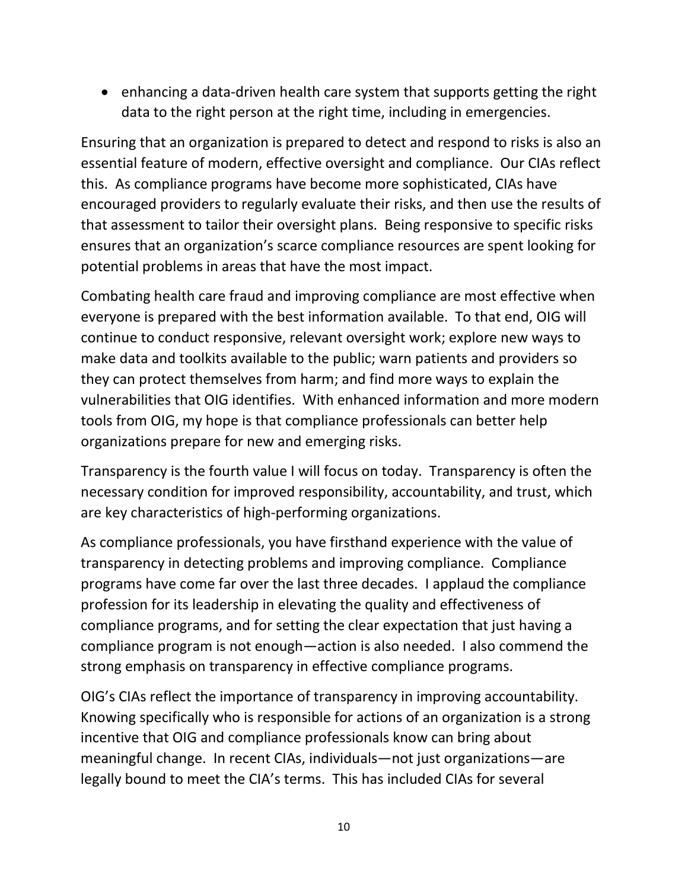- enhancing a data-driven health care system that supports getting the right data to the right person at the right time, including in emergencies.

Ensuring that an organization is prepared to detect and respond to risks is also an essential feature of modern, effective oversight and compliance. Our CIAs reflect this. As compliance programs have become more sophisticated, CIAs have encouraged providers to regularly evaluate their risks, and then use the results of that assessment to tailor their oversight plans. Being responsive to specific risks ensures that an organization's scarce compliance resources are spent looking for potential problems in areas that have the most impact.

Combating health care fraud and improving compliance are most effective when everyone is prepared with the best information available. To that end, OIG will continue to conduct responsive, relevant oversight work; explore new ways to make data and toolkits available to the public; warn patients and providers so they can protect themselves from harm; and find more ways to explain the vulnerabilities that OIG identifies. With enhanced information and more modern tools from OIG, my hope is that compliance professionals can better help organizations prepare for new and emerging risks.

Transparency is the fourth value I will focus on today. Transparency is often the necessary condition for improved responsibility, accountability, and trust, which are key characteristics of high-performing organizations.

As compliance professionals, you have firsthand experience with the value of transparency in detecting problems and improving compliance. Compliance programs have come far over the last three decades. I applaud the compliance profession for its leadership in elevating the quality and effectiveness of compliance programs, and for setting the clear expectation that just having a compliance program is not enough—action is also needed. I also commend the strong emphasis on transparency in effective compliance programs.

OIG's CIAs reflect the importance of transparency in improving accountability. Knowing specifically who is responsible for actions of an organization is a strong incentive that OIG and compliance professionals know can bring about meaningful change. In recent CIAs, individuals—not just organizations—are legally bound to meet the CIA's terms. This has included CIAs for several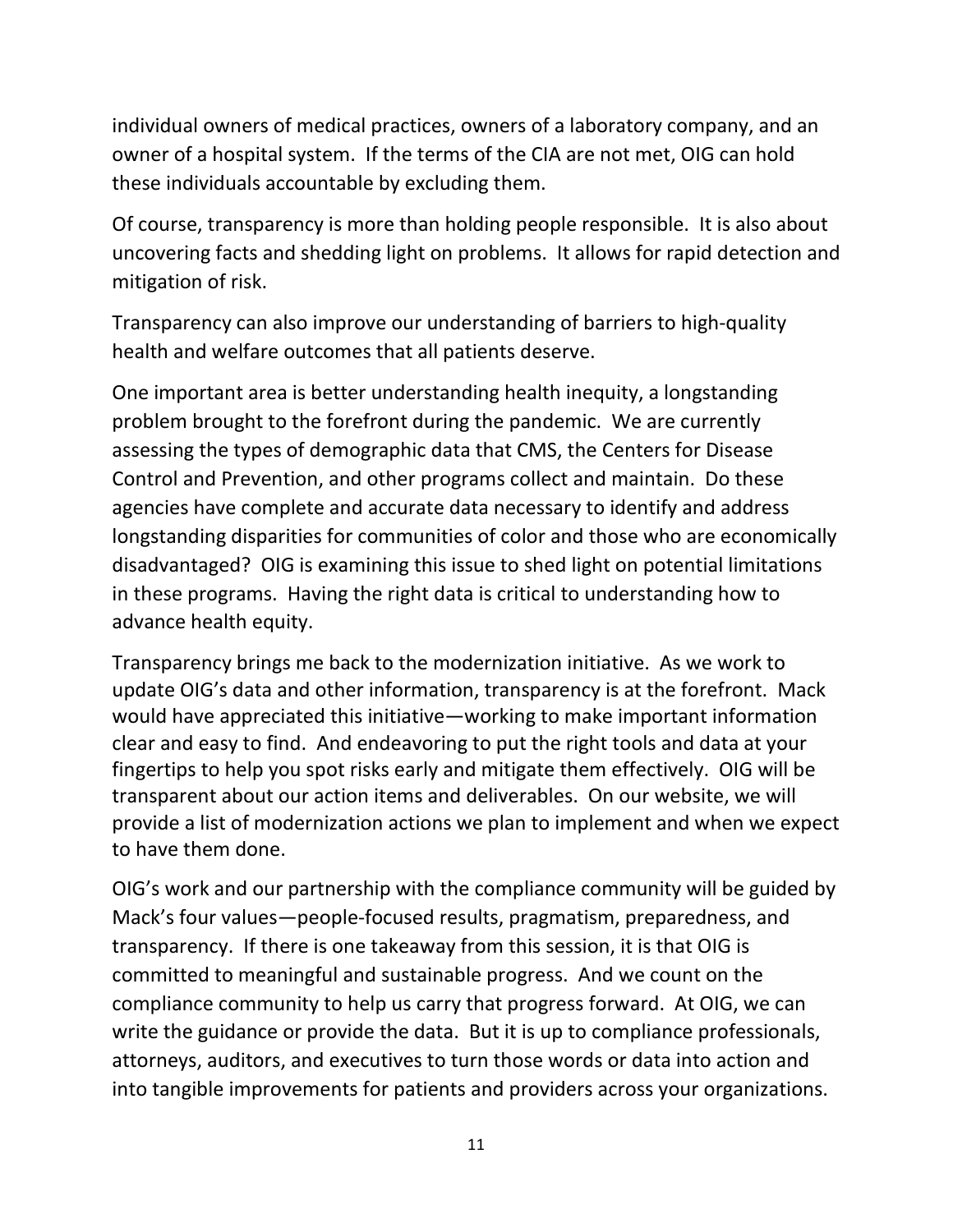individual owners of medical practices, owners of a laboratory company, and an owner of a hospital system. If the terms of the CIA are not met, OIG can hold these individuals accountable by excluding them.

Of course, transparency is more than holding people responsible. It is also about uncovering facts and shedding light on problems. It allows for rapid detection and mitigation of risk.

Transparency can also improve our understanding of barriers to high-quality health and welfare outcomes that all patients deserve.

One important area is better understanding health inequity, a longstanding problem brought to the forefront during the pandemic. We are currently assessing the types of demographic data that CMS, the Centers for Disease Control and Prevention, and other programs collect and maintain. Do these agencies have complete and accurate data necessary to identify and address longstanding disparities for communities of color and those who are economically disadvantaged? OIG is examining this issue to shed light on potential limitations in these programs. Having the right data is critical to understanding how to advance health equity.

Transparency brings me back to the modernization initiative. As we work to update OIG's data and other information, transparency is at the forefront. Mack would have appreciated this initiative—working to make important information clear and easy to find. And endeavoring to put the right tools and data at your fingertips to help you spot risks early and mitigate them effectively. OIG will be transparent about our action items and deliverables. On our website, we will provide a list of modernization actions we plan to implement and when we expect to have them done.

OIG's work and our partnership with the compliance community will be guided by Mack's four values—people-focused results, pragmatism, preparedness, and transparency. If there is one takeaway from this session, it is that OIG is committed to meaningful and sustainable progress. And we count on the compliance community to help us carry that progress forward. At OIG, we can write the guidance or provide the data. But it is up to compliance professionals, attorneys, auditors, and executives to turn those words or data into action and into tangible improvements for patients and providers across your organizations.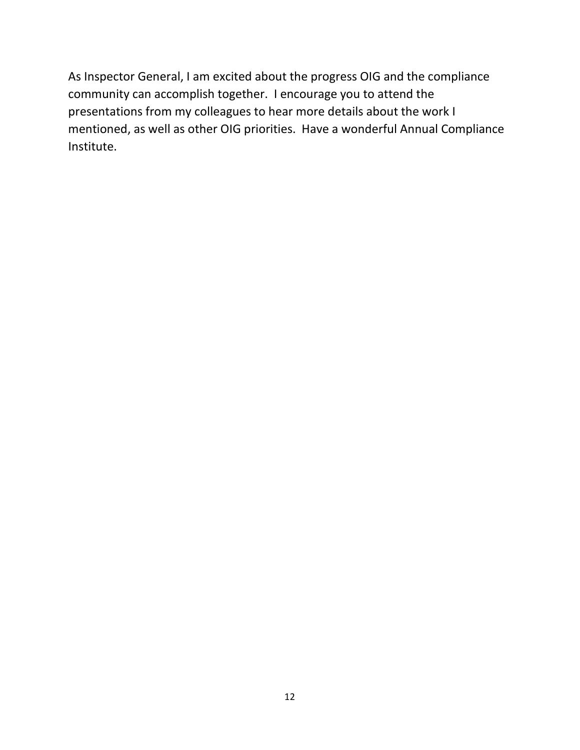As Inspector General, I am excited about the progress OIG and the compliance community can accomplish together. I encourage you to attend the presentations from my colleagues to hear more details about the work I mentioned, as well as other OIG priorities. Have a wonderful Annual Compliance Institute.